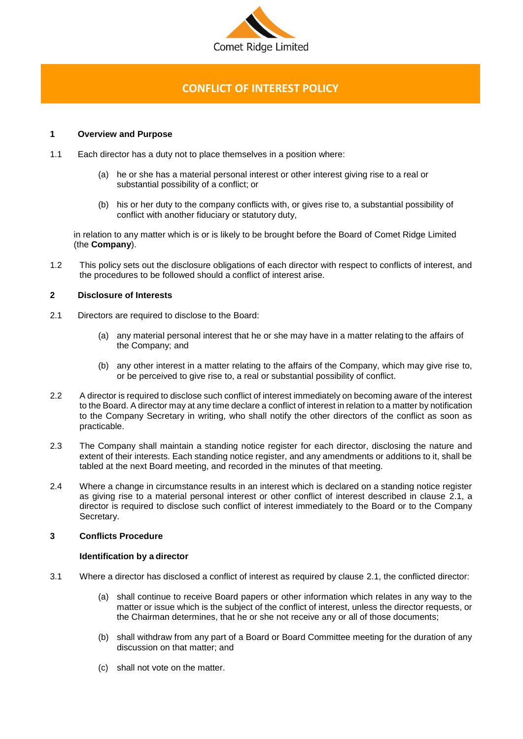Comet Ridge Limited

# CONFLICT OF INTEREST POLICY

## 1 Overview and Purpose

1.1 Each director has a duty not to place themselves in a position where:

(a) he or she has a material personal interest or other interest giving rise to a real or substantial possibility of a conflict; or

(b) his or her duty to the company conflicts with, or gives rise to, a substantial possibility of conflict with another fiduciary or statutory duty,

in relation to any matter which is or is likely to be brought before the Board of Comet Ridge Limited (the **Company**).

1.2 This policy sets out the disclosure obligations of each director with respect to conflicts of interest, and the procedures to be followed should a conflict of interest arise.

## 2 Disclosure of Interests

2.1 Directors are required to disclose to the Board:

(a) any material personal interest that he or she may have in a matter relating to the affairs of the Company; and

(b) any other interest in a matter relating to the affairs of the Company, which may give rise to, or be perceived to give rise to, a real or substantial possibility of conflict.

2.2 A director is required to disclose such conflict of interest immediately on becoming aware of the interest to the Board. A director may at any time declare a conflict of interest in relation to a matter by notification to the Company Secretary in writing, who shall notify the other directors of the conflict as soon as practicable.

2.3 The Company shall maintain a standing notice register for each director, disclosing the nature and extent of their interests. Each standing notice register, and any amendments or additions to it, shall be tabled at the next Board meeting, and recorded in the minutes of that meeting.

2.4 Where a change in circumstance results in an interest which is declared on a standing notice register as giving rise to a material personal interest or other conflict of interest described in clause 2.1, a director is required to disclose such conflict of interest immediately to the Board or to the Company Secretary.

## 3 Conflicts Procedure

### Identification by a director

3.1 Where a director has disclosed a conflict of interest as required by clause 2.1, the conflicted director:

(a) shall continue to receive Board papers or other information which relates in any way to the matter or issue which is the subject of the conflict of interest, unless the director requests, or the Chairman determines, that he or she not receive any or all of those documents;

(b) shall withdraw from any part of a Board or Board Committee meeting for the duration of any discussion on that matter; and

(c) shall not vote on the matter.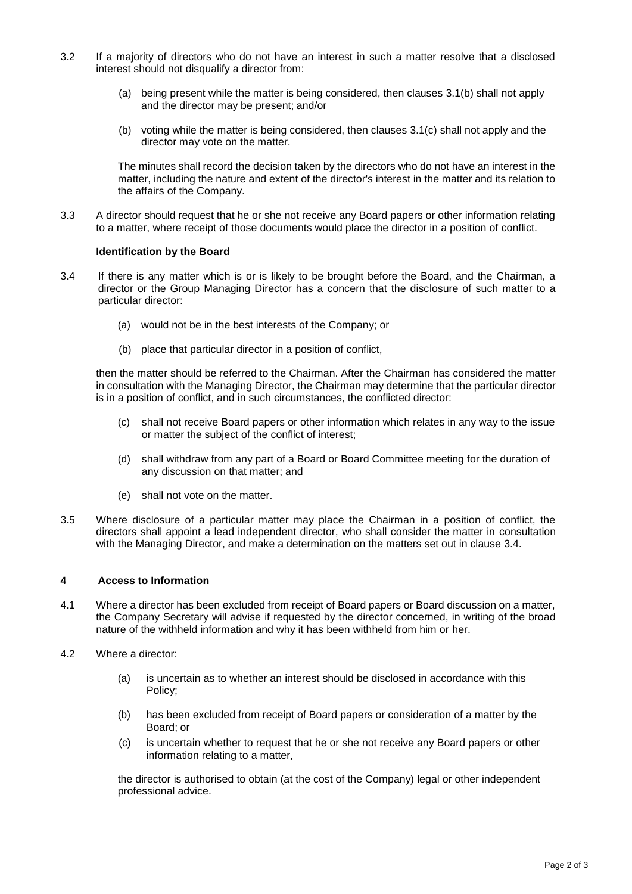3.2 If a majority of directors who do not have an interest in such a matter resolve that a disclosed interest should not disqualify a director from:

(a) being present while the matter is being considered, then clauses 3.1(b) shall not apply and the director may be present; and/or

(b) voting while the matter is being considered, then clauses 3.1(c) shall not apply and the director may vote on the matter.

The minutes shall record the decision taken by the directors who do not have an interest in the matter, including the nature and extent of the director's interest in the matter and its relation to the affairs of the Company.

3.3 A director should request that he or she not receive any Board papers or other information relating to a matter, where receipt of those documents would place the director in a position of conflict.

**Identification by the Board**

3.4 If there is any matter which is or is likely to be brought before the Board, and the Chairman, a director or the Group Managing Director has a concern that the disclosure of such matter to a particular director:

(a) would not be in the best interests of the Company; or

(b) place that particular director in a position of conflict,

then the matter should be referred to the Chairman. After the Chairman has considered the matter in consultation with the Managing Director, the Chairman may determine that the particular director is in a position of conflict, and in such circumstances, the conflicted director:

(c) shall not receive Board papers or other information which relates in any way to the issue or matter the subject of the conflict of interest;

(d) shall withdraw from any part of a Board or Board Committee meeting for the duration of any discussion on that matter; and

(e) shall not vote on the matter.

3.5 Where disclosure of a particular matter may place the Chairman in a position of conflict, the directors shall appoint a lead independent director, who shall consider the matter in consultation with the Managing Director, and make a determination on the matters set out in clause 3.4.

## 4 Access to Information

4.1 Where a director has been excluded from receipt of Board papers or Board discussion on a matter, the Company Secretary will advise if requested by the director concerned, in writing of the broad nature of the withheld information and why it has been withheld from him or her.

4.2 Where a director:

(a) is uncertain as to whether an interest should be disclosed in accordance with this Policy;

(b) has been excluded from receipt of Board papers or consideration of a matter by the Board; or

(c) is uncertain whether to request that he or she not receive any Board papers or other information relating to a matter,

the director is authorised to obtain (at the cost of the Company) legal or other independent professional advice.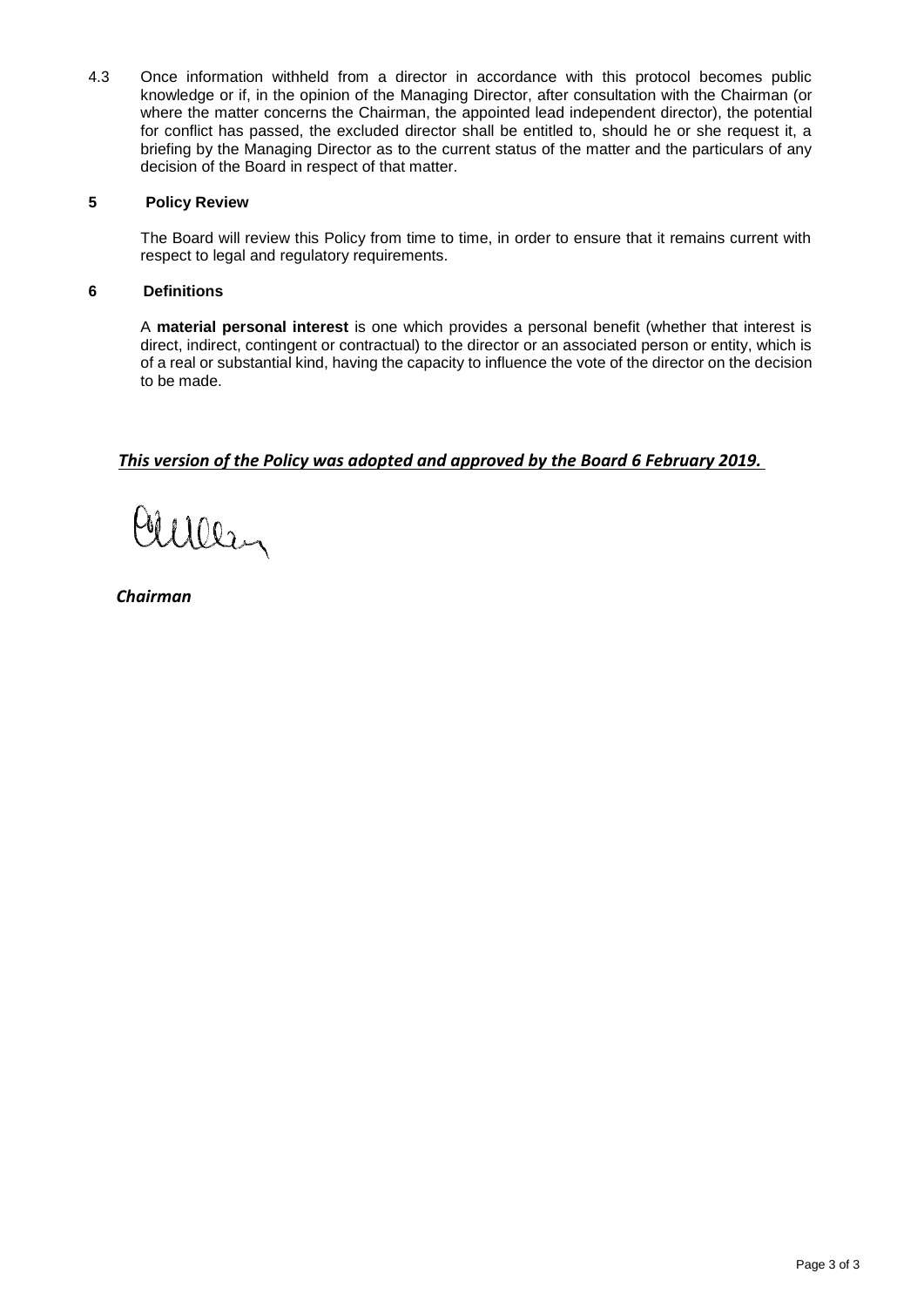4.3 Once information withheld from a director in accordance with this protocol becomes public knowledge or if, in the opinion of the Managing Director, after consultation with the Chairman (or where the matter concerns the Chairman, the appointed lead independent director), the potential for conflict has passed, the excluded director shall be entitled to, should he or she request it, a briefing by the Managing Director as to the current status of the matter and the particulars of any decision of the Board in respect of that matter.

## 5 Policy Review

The Board will review this Policy from time to time, in order to ensure that it remains current with respect to legal and regulatory requirements.

## 6 Definitions

A **material personal interest** is one which provides a personal benefit (whether that interest is direct, indirect, contingent or contractual) to the director or an associated person or entity, which is of a real or substantial kind, having the capacity to influence the vote of the director on the decision to be made.

***This version of the Policy was adopted and approved by the Board 6 February 2019.***

***Chairman***